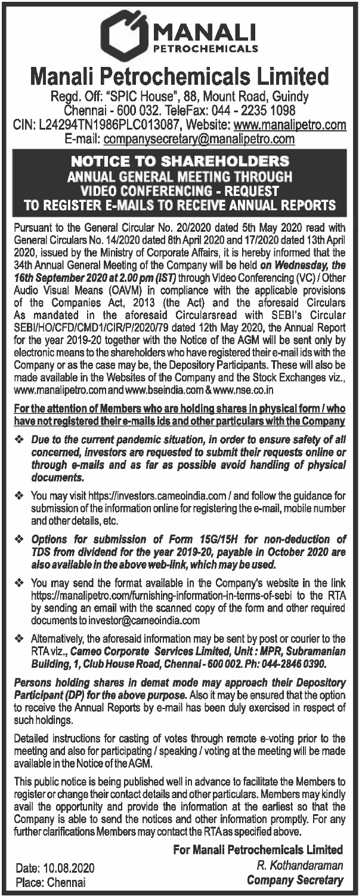MANALI PETROCHEMICALS

# Manali Petrochemicals Limited

Regd. Off: "SPIC House", 88, Mount Road, Guindy
Chennai - 600 032. TeleFax: 044 - 2235 1098
CIN: L24294TN1986PLC013087, Website: www.manalipetro.com
E-mail: companysecretary@manalipetro.com

## NOTICE TO SHAREHOLDERS
## ANNUAL GENERAL MEETING THROUGH VIDEO CONFERENCING - REQUEST TO REGISTER E-MAILS TO RECEIVE ANNUAL REPORTS

Pursuant to the General Circular No. 20/2020 dated 5th May 2020 read with General Circulars No. 14/2020 dated 8th April 2020 and 17/2020 dated 13th April 2020, issued by the Ministry of Corporate Affairs, it is hereby informed that the 34th Annual General Meeting of the Company will be held ***on Wednesday, the 16th September 2020 at 2.00 pm (IST)*** through Video Conferencing (VC) / Other Audio Visual Means (OAVM) in compliance with the applicable provisions of the Companies Act, 2013 (the Act) and the aforesaid Circulars As mandated in the aforesaid Circularsread with SEBI's Circular SEBI/HO/CFD/CMD1/CIR/P/2020/79 dated 12th May 2020, the Annual Report for the year 2019-20 together with the Notice of the AGM will be sent only by electronic means to the shareholders who have registered their e-mail ids with the Company or as the case may be, the Depository Participants. These will also be made available in the Websites of the Company and the Stock Exchanges viz., www.manalipetro.com and www.bseindia.com & www.nse.co.in

**For the attention of Members who are holding shares in physical form / who have not registered their e-mails ids and other particulars with the Company**

- ***Due to the current pandemic situation, in order to ensure safety of all concerned, investors are requested to submit their requests online or through e-mails and as far as possible avoid handling of physical documents.***
- You may visit https://investors.cameoindia.com / and follow the guidance for submission of the information online for registering the e-mail, mobile number and other details, etc.
- ***Options for submission of Form 15G/15H for non-deduction of TDS from dividend for the year 2019-20, payable in October 2020 are also available in the above web-link, which may be used.***
- You may send the format available in the Company's website in the link https://manalipetro.com/furnishing-information-in-terms-of-sebi to the RTA by sending an email with the scanned copy of the form and other required documents to investor@cameoindia.com
- Alternatively, the aforesaid information may be sent by post or courier to the RTA viz., ***Cameo Corporate Services Limited, Unit : MPR, Subramanian Building, 1, Club House Road, Chennai - 600 002. Ph: 044-2846 0390.***

***Persons holding shares in demat mode may approach their Depository Participant (DP) for the above purpose.*** Also it may be ensured that the option to receive the Annual Reports by e-mail has been duly exercised in respect of such holdings.

Detailed instructions for casting of votes through remote e-voting prior to the meeting and also for participating / speaking / voting at the meeting will be made available in the Notice of the AGM.

This public notice is being published well in advance to facilitate the Members to register or change their contact details and other particulars. Members may kindly avail the opportunity and provide the information at the earliest so that the Company is able to send the notices and other information promptly. For any further clarifications Members may contact the RTA as specified above.

**For Manali Petrochemicals Limited**

*R. Kothandaraman*
***Company Secretary***

Date: 10.08.2020
Place: Chennai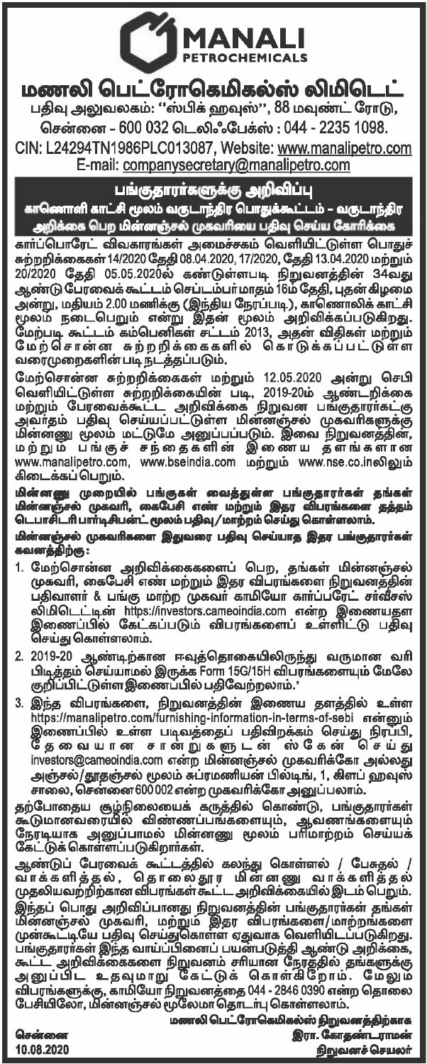MANALI PETROCHEMICALS

# மணலி பெட்ரோகெமிகல்ஸ் லிமிடெட்

பதிவு அலுவலகம்: "ஸ்பிக் ஹவுஸ்", 88 மவுண்ட் ரோடு,
சென்னை - 600 032 டெலி∴பேக்ஸ் : 044 - 2235 1098.
CIN: L24294TN1986PLC013087, Website: www.manalipetro.com
E-mail: companysecretary@manalipetro.com

## பங்குதாரர்களுக்கு அறிவிப்பு

**காணொளி காட்சி மூலம் வருடாந்திர பொதுக்கூட்டம் - வருடாந்திர அறிக்கை பெற மின்னஞ்சல் முகவரியை பதிவு செய்ய கோரிக்கை**

கார்ப்பரேட் விவகாரங்கள் அமைச்சகம் வெளியிட்டுள்ள பொதுச் சுற்றறிக்கைகள் 14/2020 தேதி 08.04.2020, 17/2020, தேதி 13.04.2020 மற்றும் 20/2020 தேதி 05.05.2020ல் கண்டுள்ளபடி நிறுவனத்தின் 34வது ஆண்டு பேரவைக் கூட்டம் செப்டம்பர்மாதம் 16ம் தேதி, புதன்கிழமை அன்று, மதியம் 2.00 மணிக்கு (இந்திய நேரப்படி), காணொலிக் காட்சி மூலம் நடைபெறும் என்று இதன் மூலம் அறிவிக்கப்படுகிறது. மேற்படி கூட்டம் கம்பெனிகள் சட்டம் 2013, அதன் விதிகள் மற்றும் மேற்சொன்ன சுற்றறிக்கைகளில் கொடுக்கப்பட்டுள்ள வரைமுறைகளின் படி நடத்தப்படும்.

மேற்சொன்ன சுற்றறிக்கைகள் மற்றும் 12.05.2020 அன்று செபி வெளியிட்டுள்ள சுற்றறிக்கையின் படி, 2019-20ம் ஆண்டறிக்கை மற்றும் பேரவைக்கூட்ட அறிவிக்கை நிறுவன பங்குதாரர்கட்கு அவர்கள் பதிவு செய்யப்பட்டுள்ள மின்னஞ்சல் முகவரிகளுக்கு மின்னணு மூலம் மட்டுமே அனுப்பப்படும். இவை நிறுவனத்தின், மற்றும் பங்குச் சந்தைகளின் இணைய தளங்களான www.manalipetro.com, www.bseindia.com மற்றும் www.nse.co.inலிலும் கிடைக்கப் பெறும்.

**மின்னணு முறையில் பங்குகள் வைத்துள்ள பங்குதாரர்கள் தங்கள் மின்னஞ்சல் முகவரி, கைபேசி எண் மற்றும் இதர விபரங்களை தத்தம் டெபாசிடரி பார்டிசிபன்ட் மூலம் பதிவு /மாற்றம் செய்து கொள்ளலாம்.**

**மின்னஞ்சல் முகவரிகளை இதுவரை பதிவு செய்யாத இதர பங்குதாரர்கள் கவனத்திற்கு:**

1. மேற்சொன்ன அறிவிக்கைகளைப் பெற, தங்கள் மின்னஞ்சல் முகவரி, கைபேசி எண் மற்றும் இதர விபரங்களை நிறுவனத்தின் பதிவாளர் & பங்கு மாற்ற முகவர் காமியோ கார்ப்பரேட் சர்வீசஸ் லிமிடெட்டின் https://investors.cameoindia.com என்ற இணையதள இணைப்பில் கேட்கப்படும் விபரங்களை உள்ளிட்டு பதிவு செய்து கொள்ளலாம்.
2. 2019-20 ஆண்டிற்கான ஈவுத்தொகையிலிருந்து வருமான வரி பிடித்தம் செய்யாமல் இருக்க Form 15G/15H விபரங்களையும் மேலே குறிப்பிட்டுள்ள இணைப்பில் பதிவேற்றலாம்.'
3. இந்த விபரங்களை, நிறுவனத்தின் இணைய தளத்தில் உள்ள https://manalipetro.com/furnishing-information-in-terms-of-sebi என்னும் இணைப்பில் உள்ள படிவத்தைப் பதிவிறக்கம் செய்து நிரப்பி, தேவையான சான்றுகளுடன் ஸ்கேன் செய்து investors@cameoindia.com என்ற மின்னஞ்சல் முகவரிக்கோ அல்லது அஞ்சல்/தூதஞ்சல் மூலம் சுப்ரமணியன் பில்டிங், 1, கிளப் ஹவுஸ் சாலை, சென்னை 600 002 என்ற முகவரிக்கோ அனுப்பலாம்.

தற்போதைய சூழ்நிலையைக் கருத்தில் கொண்டு, பங்குதாரர்கள் கூடுமானவரையில் விண்ணப்பங்களையும், ஆவணங்களையும் நேரடியாக அனுப்பாமல் மின்னணு மூலம் பரிமாற்றம் செய்யக் கேட்டுக் கொள்ளப்படுகிறார்கள்.

ஆண்டுப் பேரவைக் கூட்டத்தில் கலந்து கொள்ளல் / பேசுதல் / வாக்களித்தல், தொலைதூர மின்னணு வாக்களித்தல் முதலியவற்றிற்கான விபரங்கள் கூட்ட அறிவிக்கையில் இடம் பெறும்.

இந்தப் பொது அறிவிப்பானது நிறுவனத்தின் பங்குதாரர்கள் தங்கள் மின்னஞ்சல் முகவரி, மற்றும் இதர விபரங்களை/மாற்றங்களை முன்கூட்டியே பதிவு செய்துகொள்ள ஏதுவாக வெளியிடப்படுகிறது. பங்குதாரர்கள் இந்த வாய்ப்பினைப் பயன்படுத்தி ஆண்டு அறிக்கை, கூட்ட அறிவிக்கைகளை நிறுவனம் சரியான நேரத்தில் தங்களுக்கு அனுப்பிட உதவுமாறு கேட்டுக் கொள்கிறோம். மேலும் விபரங்களுக்கு, காமியோ நிறுவனத்தை 044 - 2846 0390 என்ற தொலை பேசியிலோ, மின்னஞ்சல் மூலமோ தொடர்பு கொள்ளலாம்.

**மணலி பெட்ரோகெமிகல்ஸ் நிறுவனத்திற்காக**
**இரா. கோதண்டராமன்**
**நிறுவனச்செயலர்**

**சென்னை**
**10.08.2020**